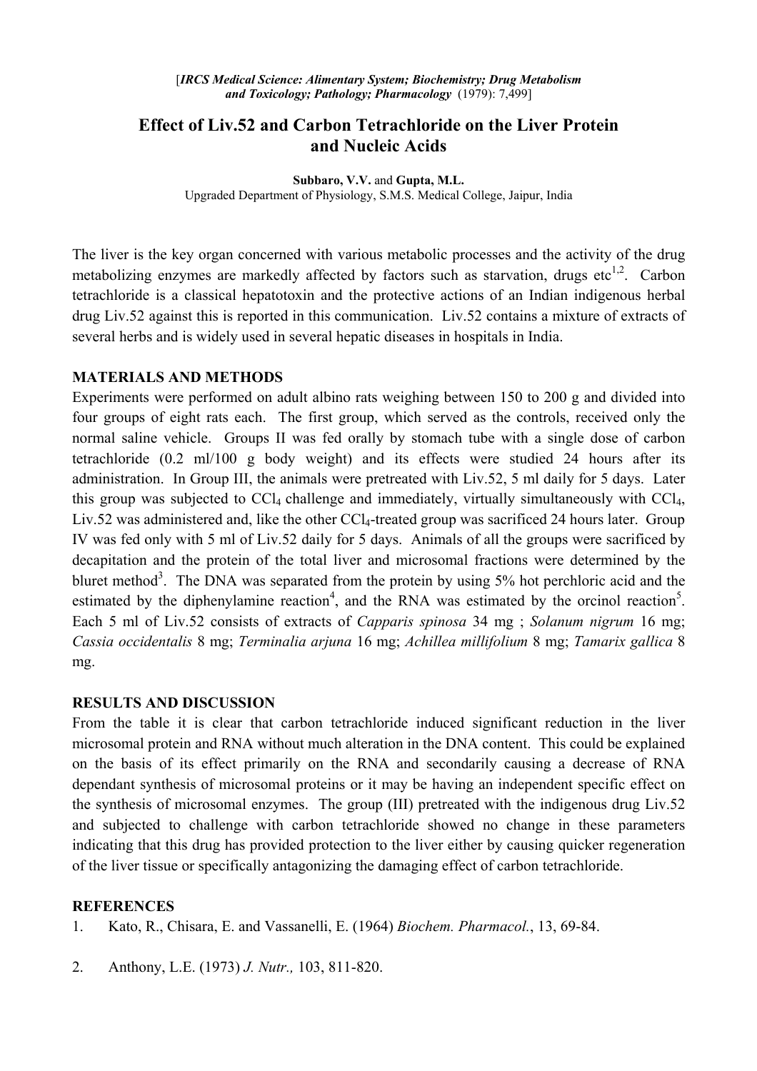[*IRCS Medical Science: Alimentary System; Biochemistry; Drug Metabolism and Toxicology; Pathology; Pharmacology* (1979): 7,499]

# Effect of Liv.52 and Carbon Tetrachloride on the Liver Protein and Nucleic Acids

**Subbaro, V.V.** and **Gupta, M.L.**
Upgraded Department of Physiology, S.M.S. Medical College, Jaipur, India

The liver is the key organ concerned with various metabolic processes and the activity of the drug metabolizing enzymes are markedly affected by factors such as starvation, drugs etc[1,2]. Carbon tetrachloride is a classical hepatotoxin and the protective actions of an Indian indigenous herbal drug Liv.52 against this is reported in this communication. Liv.52 contains a mixture of extracts of several herbs and is widely used in several hepatic diseases in hospitals in India.

## MATERIALS AND METHODS

Experiments were performed on adult albino rats weighing between 150 to 200 g and divided into four groups of eight rats each. The first group, which served as the controls, received only the normal saline vehicle. Groups II was fed orally by stomach tube with a single dose of carbon tetrachloride (0.2 ml/100 g body weight) and its effects were studied 24 hours after its administration. In Group III, the animals were pretreated with Liv.52, 5 ml daily for 5 days. Later this group was subjected to $CCl_4$ challenge and immediately, virtually simultaneously with $CCl_4$, Liv.52 was administered and, like the other $CCl_4$-treated group was sacrificed 24 hours later. Group IV was fed only with 5 ml of Liv.52 daily for 5 days. Animals of all the groups were sacrificed by decapitation and the protein of the total liver and microsomal fractions were determined by the bluret method[3]. The DNA was separated from the protein by using 5% hot perchloric acid and the estimated by the diphenylamine reaction[4], and the RNA was estimated by the orcinol reaction[5]. Each 5 ml of Liv.52 consists of extracts of *Capparis spinosa* 34 mg ; *Solanum nigrum* 16 mg; *Cassia occidentalis* 8 mg; *Terminalia arjuna* 16 mg; *Achillea millifolium* 8 mg; *Tamarix gallica* 8 mg.

## RESULTS AND DISCUSSION

From the table it is clear that carbon tetrachloride induced significant reduction in the liver microsomal protein and RNA without much alteration in the DNA content. This could be explained on the basis of its effect primarily on the RNA and secondarily causing a decrease of RNA dependant synthesis of microsomal proteins or it may be having an independent specific effect on the synthesis of microsomal enzymes. The group (III) pretreated with the indigenous drug Liv.52 and subjected to challenge with carbon tetrachloride showed no change in these parameters indicating that this drug has provided protection to the liver either by causing quicker regeneration of the liver tissue or specifically antagonizing the damaging effect of carbon tetrachloride.

## REFERENCES

1. Kato, R., Chisara, E. and Vassanelli, E. (1964) *Biochem. Pharmacol.*, 13, 69-84.
2. Anthony, L.E. (1973) *J. Nutr.,* 103, 811-820.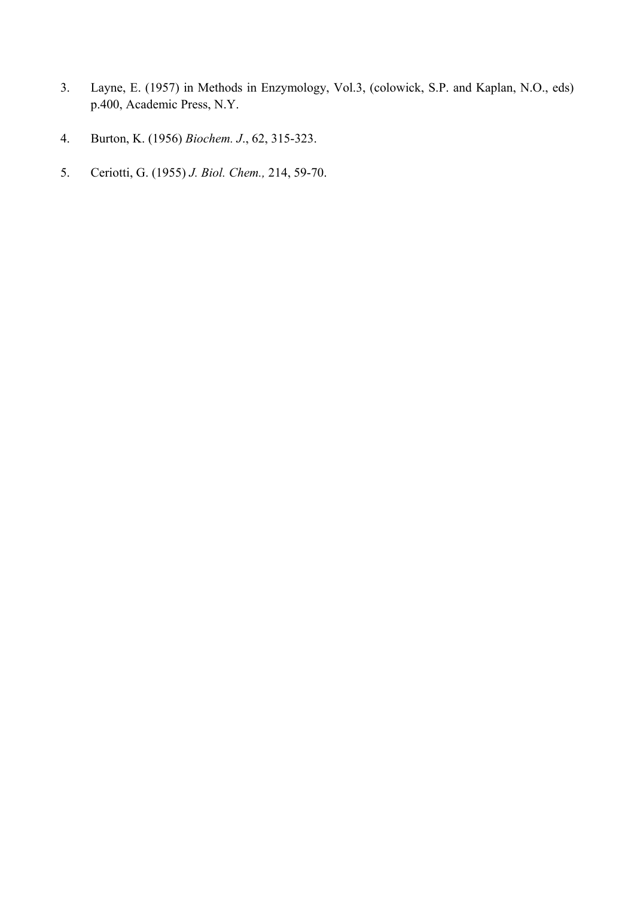3. Layne, E. (1957) in Methods in Enzymology, Vol.3, (colowick, S.P. and Kaplan, N.O., eds) p.400, Academic Press, N.Y.

4. Burton, K. (1956) *Biochem. J.*, 62, 315-323.

5. Ceriotti, G. (1955) *J. Biol. Chem.,* 214, 59-70.